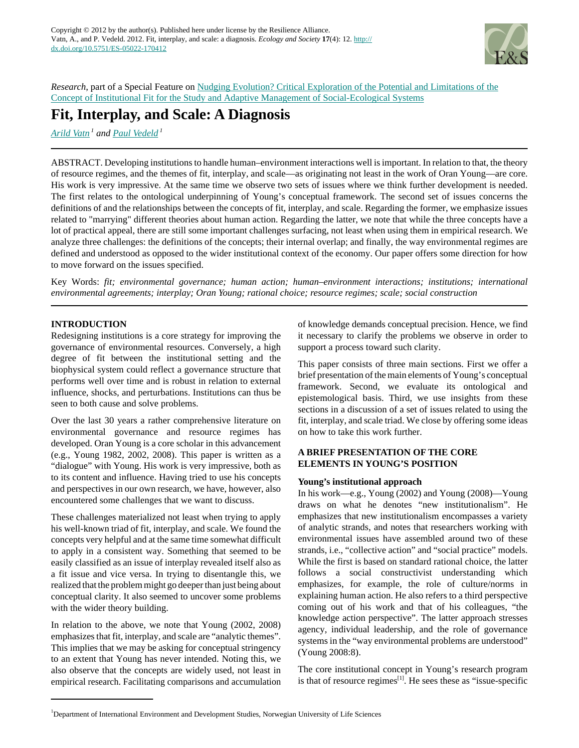*Research*, part of a Special Feature on Nudging Evolution? Critical Exploration of the Potential and Limitations of the Concept of Institutional Fit for the Study and Adaptive Management of Social-Ecological Systems

# Fit, Interplay, and Scale: A Diagnosis

*Arild Vatn* [1] *and Paul Vedeld* [1]

ABSTRACT. Developing institutions to handle human–environment interactions well is important. In relation to that, the theory of resource regimes, and the themes of fit, interplay, and scale—as originating not least in the work of Oran Young—are core. His work is very impressive. At the same time we observe two sets of issues where we think further development is needed. The first relates to the ontological underpinning of Young's conceptual framework. The second set of issues concerns the definitions of and the relationships between the concepts of fit, interplay, and scale. Regarding the former, we emphasize issues related to "marrying" different theories about human action. Regarding the latter, we note that while the three concepts have a lot of practical appeal, there are still some important challenges surfacing, not least when using them in empirical research. We analyze three challenges: the definitions of the concepts; their internal overlap; and finally, the way environmental regimes are defined and understood as opposed to the wider institutional context of the economy. Our paper offers some direction for how to move forward on the issues specified.

Key Words: *fit; environmental governance; human action; human–environment interactions; institutions; international environmental agreements; interplay; Oran Young; rational choice; resource regimes; scale; social construction*

## INTRODUCTION

Redesigning institutions is a core strategy for improving the governance of environmental resources. Conversely, a high degree of fit between the institutional setting and the biophysical system could reflect a governance structure that performs well over time and is robust in relation to external influence, shocks, and perturbations. Institutions can thus be seen to both cause and solve problems.

Over the last 30 years a rather comprehensive literature on environmental governance and resource regimes has developed. Oran Young is a core scholar in this advancement (e.g., Young 1982, 2002, 2008). This paper is written as a "dialogue" with Young. His work is very impressive, both as to its content and influence. Having tried to use his concepts and perspectives in our own research, we have, however, also encountered some challenges that we want to discuss.

These challenges materialized not least when trying to apply his well-known triad of fit, interplay, and scale. We found the concepts very helpful and at the same time somewhat difficult to apply in a consistent way. Something that seemed to be easily classified as an issue of interplay revealed itself also as a fit issue and vice versa. In trying to disentangle this, we realized that the problem might go deeper than just being about conceptual clarity. It also seemed to uncover some problems with the wider theory building.

In relation to the above, we note that Young (2002, 2008) emphasizes that fit, interplay, and scale are "analytic themes". This implies that we may be asking for conceptual stringency to an extent that Young has never intended. Noting this, we also observe that the concepts are widely used, not least in empirical research. Facilitating comparisons and accumulation of knowledge demands conceptual precision. Hence, we find it necessary to clarify the problems we observe in order to support a process toward such clarity.

This paper consists of three main sections. First we offer a brief presentation of the main elements of Young's conceptual framework. Second, we evaluate its ontological and epistemological basis. Third, we use insights from these sections in a discussion of a set of issues related to using the fit, interplay, and scale triad. We close by offering some ideas on how to take this work further.

## A BRIEF PRESENTATION OF THE CORE ELEMENTS IN YOUNG'S POSITION

### Young's institutional approach

In his work—e.g., Young (2002) and Young (2008)—Young draws on what he denotes "new institutionalism". He emphasizes that new institutionalism encompasses a variety of analytic strands, and notes that researchers working with environmental issues have assembled around two of these strands, i.e., "collective action" and "social practice" models. While the first is based on standard rational choice, the latter follows a social constructivist understanding which emphasizes, for example, the role of culture/norms in explaining human action. He also refers to a third perspective coming out of his work and that of his colleagues, "the knowledge action perspective". The latter approach stresses agency, individual leadership, and the role of governance systems in the "way environmental problems are understood" (Young 2008:8).

The core institutional concept in Young's research program is that of resource regimes[1]. He sees these as "issue-specific

[1] Department of International Environment and Development Studies, Norwegian University of Life Sciences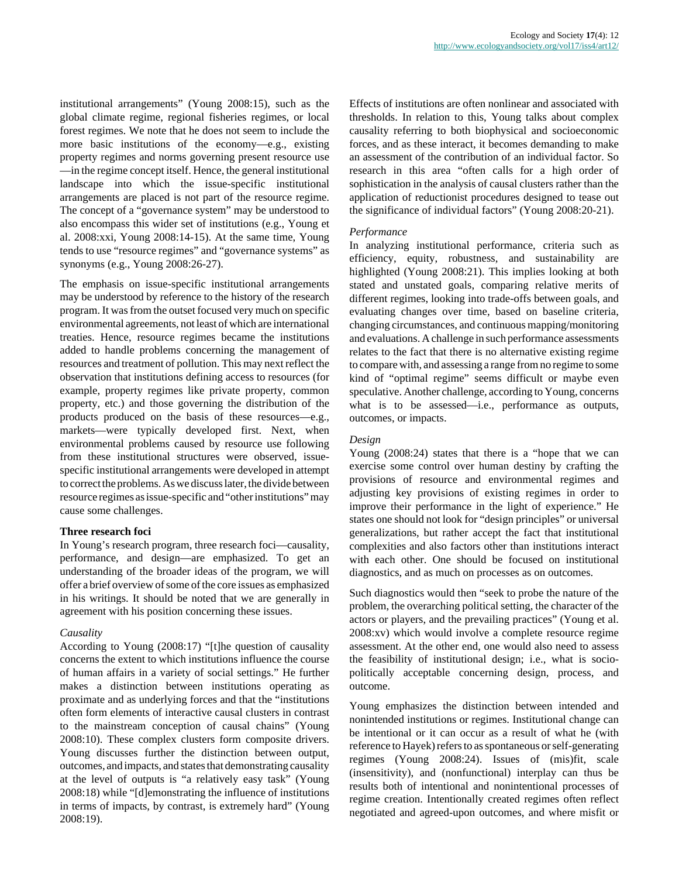institutional arrangements" (Young 2008:15), such as the global climate regime, regional fisheries regimes, or local forest regimes. We note that he does not seem to include the more basic institutions of the economy—e.g., existing property regimes and norms governing present resource use—in the regime concept itself. Hence, the general institutional landscape into which the issue-specific institutional arrangements are placed is not part of the resource regime. The concept of a "governance system" may be understood to also encompass this wider set of institutions (e.g., Young et al. 2008:xxi, Young 2008:14-15). At the same time, Young tends to use "resource regimes" and "governance systems" as synonyms (e.g., Young 2008:26-27).

The emphasis on issue-specific institutional arrangements may be understood by reference to the history of the research program. It was from the outset focused very much on specific environmental agreements, not least of which are international treaties. Hence, resource regimes became the institutions added to handle problems concerning the management of resources and treatment of pollution. This may next reflect the observation that institutions defining access to resources (for example, property regimes like private property, common property, etc.) and those governing the distribution of the products produced on the basis of these resources—e.g., markets—were typically developed first. Next, when environmental problems caused by resource use following from these institutional structures were observed, issue-specific institutional arrangements were developed in attempt to correct the problems. As we discuss later, the divide between resource regimes as issue-specific and "other institutions" may cause some challenges.

### Three research foci

In Young's research program, three research foci—causality, performance, and design—are emphasized. To get an understanding of the broader ideas of the program, we will offer a brief overview of some of the core issues as emphasized in his writings. It should be noted that we are generally in agreement with his position concerning these issues.

#### *Causality*

According to Young (2008:17) "[t]he question of causality concerns the extent to which institutions influence the course of human affairs in a variety of social settings." He further makes a distinction between institutions operating as proximate and as underlying forces and that the "institutions often form elements of interactive causal clusters in contrast to the mainstream conception of causal chains" (Young 2008:10). These complex clusters form composite drivers. Young discusses further the distinction between output, outcomes, and impacts, and states that demonstrating causality at the level of outputs is "a relatively easy task" (Young 2008:18) while "[d]emonstrating the influence of institutions in terms of impacts, by contrast, is extremely hard" (Young 2008:19).

Effects of institutions are often nonlinear and associated with thresholds. In relation to this, Young talks about complex causality referring to both biophysical and socioeconomic forces, and as these interact, it becomes demanding to make an assessment of the contribution of an individual factor. So research in this area "often calls for a high order of sophistication in the analysis of causal clusters rather than the application of reductionist procedures designed to tease out the significance of individual factors" (Young 2008:20-21).

#### *Performance*

In analyzing institutional performance, criteria such as efficiency, equity, robustness, and sustainability are highlighted (Young 2008:21). This implies looking at both stated and unstated goals, comparing relative merits of different regimes, looking into trade-offs between goals, and evaluating changes over time, based on baseline criteria, changing circumstances, and continuous mapping/monitoring and evaluations. A challenge in such performance assessments relates to the fact that there is no alternative existing regime to compare with, and assessing a range from no regime to some kind of "optimal regime" seems difficult or maybe even speculative. Another challenge, according to Young, concerns what is to be assessed—i.e., performance as outputs, outcomes, or impacts.

#### *Design*

Young (2008:24) states that there is a "hope that we can exercise some control over human destiny by crafting the provisions of resource and environmental regimes and adjusting key provisions of existing regimes in order to improve their performance in the light of experience." He states one should not look for "design principles" or universal generalizations, but rather accept the fact that institutional complexities and also factors other than institutions interact with each other. One should be focused on institutional diagnostics, and as much on processes as on outcomes.

Such diagnostics would then "seek to probe the nature of the problem, the overarching political setting, the character of the actors or players, and the prevailing practices" (Young et al. 2008:xv) which would involve a complete resource regime assessment. At the other end, one would also need to assess the feasibility of institutional design; i.e., what is socio-politically acceptable concerning design, process, and outcome.

Young emphasizes the distinction between intended and nonintended institutions or regimes. Institutional change can be intentional or it can occur as a result of what he (with reference to Hayek) refers to as spontaneous or self-generating regimes (Young 2008:24). Issues of (mis)fit, scale (insensitivity), and (nonfunctional) interplay can thus be results both of intentional and nonintentional processes of regime creation. Intentionally created regimes often reflect negotiated and agreed-upon outcomes, and where misfit or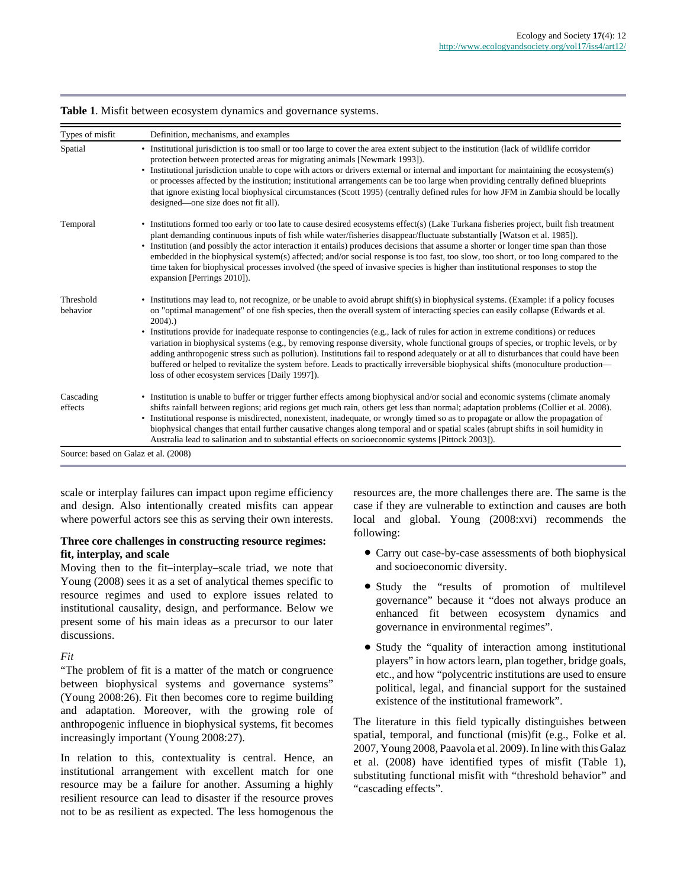**Table 1**. Misfit between ecosystem dynamics and governance systems.

| Types of misfit | Definition, mechanisms, and examples |
|---|---|
| Spatial | • Institutional jurisdiction is too small or too large to cover the area extent subject to the institution (lack of wildlife corridor protection between protected areas for migrating animals [Newmark 1993]).<br>• Institutional jurisdiction unable to cope with actors or drivers external or internal and important for maintaining the ecosystem(s) or processes affected by the institution; institutional arrangements can be too large when providing centrally defined blueprints that ignore existing local biophysical circumstances (Scott 1995) (centrally defined rules for how JFM in Zambia should be locally designed—one size does not fit all). |
| Temporal | • Institutions formed too early or too late to cause desired ecosystems effect(s) (Lake Turkana fisheries project, built fish treatment plant demanding continuous inputs of fish while water/fisheries disappear/fluctuate substantially [Watson et al. 1985]).<br>• Institution (and possibly the actor interaction it entails) produces decisions that assume a shorter or longer time span than those embedded in the biophysical system(s) affected; and/or social response is too fast, too slow, too short, or too long compared to the time taken for biophysical processes involved (the speed of invasive species is higher than institutional responses to stop the expansion [Perrings 2010]). |
| Threshold behavior | • Institutions may lead to, not recognize, or be unable to avoid abrupt shift(s) in biophysical systems. (Example: if a policy focuses on "optimal management" of one fish species, then the overall system of interacting species can easily collapse (Edwards et al. 2004).)<br>• Institutions provide for inadequate response to contingencies (e.g., lack of rules for action in extreme conditions) or reduces variation in biophysical systems (e.g., by removing response diversity, whole functional groups of species, or trophic levels, or by adding anthropogenic stress such as pollution). Institutions fail to respond adequately or at all to disturbances that could have been buffered or helped to revitalize the system before. Leads to practically irreversible biophysical shifts (monoculture production—loss of other ecosystem services [Daily 1997]). |
| Cascading effects | • Institution is unable to buffer or trigger further effects among biophysical and/or social and economic systems (climate anomaly shifts rainfall between regions; arid regions get much rain, others get less than normal; adaptation problems (Collier et al. 2008).<br>• Institutional response is misdirected, nonexistent, inadequate, or wrongly timed so as to propagate or allow the propagation of biophysical changes that entail further causative changes along temporal and or spatial scales (abrupt shifts in soil humidity in Australia lead to salination and to substantial effects on socioeconomic systems [Pittock 2003]). |

Source: based on Galaz et al. (2008)

scale or interplay failures can impact upon regime efficiency and design. Also intentionally created misfits can appear where powerful actors see this as serving their own interests.

### Three core challenges in constructing resource regimes: fit, interplay, and scale

Moving then to the fit–interplay–scale triad, we note that Young (2008) sees it as a set of analytical themes specific to resource regimes and used to explore issues related to institutional causality, design, and performance. Below we present some of his main ideas as a precursor to our later discussions.

*Fit*

"The problem of fit is a matter of the match or congruence between biophysical systems and governance systems" (Young 2008:26). Fit then becomes core to regime building and adaptation. Moreover, with the growing role of anthropogenic influence in biophysical systems, fit becomes increasingly important (Young 2008:27).

In relation to this, contextuality is central. Hence, an institutional arrangement with excellent match for one resource may be a failure for another. Assuming a highly resilient resource can lead to disaster if the resource proves not to be as resilient as expected. The less homogenous the resources are, the more challenges there are. The same is the case if they are vulnerable to extinction and causes are both local and global. Young (2008:xvi) recommends the following:

- Carry out case-by-case assessments of both biophysical and socioeconomic diversity.
- Study the "results of promotion of multilevel governance" because it "does not always produce an enhanced fit between ecosystem dynamics and governance in environmental regimes".
- Study the "quality of interaction among institutional players" in how actors learn, plan together, bridge goals, etc., and how "polycentric institutions are used to ensure political, legal, and financial support for the sustained existence of the institutional framework".

The literature in this field typically distinguishes between spatial, temporal, and functional (mis)fit (e.g., Folke et al. 2007, Young 2008, Paavola et al. 2009). In line with this Galaz et al. (2008) have identified types of misfit (Table 1), substituting functional misfit with "threshold behavior" and "cascading effects".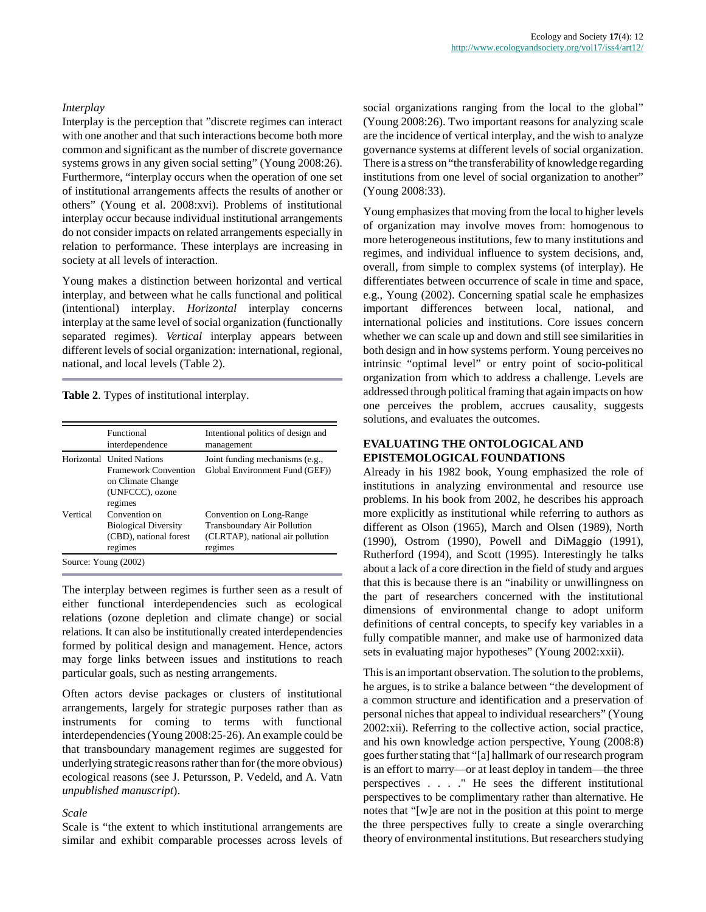### *Interplay*

Interplay is the perception that "discrete regimes can interact with one another and that such interactions become both more common and significant as the number of discrete governance systems grows in any given social setting" (Young 2008:26). Furthermore, "interplay occurs when the operation of one set of institutional arrangements affects the results of another or others" (Young et al. 2008:xvi). Problems of institutional interplay occur because individual institutional arrangements do not consider impacts on related arrangements especially in relation to performance. These interplays are increasing in society at all levels of interaction.

Young makes a distinction between horizontal and vertical interplay, and between what he calls functional and political (intentional) interplay. *Horizontal* interplay concerns interplay at the same level of social organization (functionally separated regimes). *Vertical* interplay appears between different levels of social organization: international, regional, national, and local levels (Table 2).

**Table 2**. Types of institutional interplay.

| | Functional interdependence | Intentional politics of design and management |
|---|---|---|
| Horizontal | United Nations Framework Convention on Climate Change (UNFCCC), ozone regimes | Joint funding mechanisms (e.g., Global Environment Fund (GEF)) |
| Vertical | Convention on Biological Diversity (CBD), national forest regimes | Convention on Long-Range Transboundary Air Pollution (CLRTAP), national air pollution regimes |

Source: Young (2002)

The interplay between regimes is further seen as a result of either functional interdependencies such as ecological relations (ozone depletion and climate change) or social relations. It can also be institutionally created interdependencies formed by political design and management. Hence, actors may forge links between issues and institutions to reach particular goals, such as nesting arrangements.

Often actors devise packages or clusters of institutional arrangements, largely for strategic purposes rather than as instruments for coming to terms with functional interdependencies (Young 2008:25-26). An example could be that transboundary management regimes are suggested for underlying strategic reasons rather than for (the more obvious) ecological reasons (see J. Petursson, P. Vedeld, and A. Vatn *unpublished manuscript*).

### *Scale*

Scale is "the extent to which institutional arrangements are similar and exhibit comparable processes across levels of social organizations ranging from the local to the global" (Young 2008:26). Two important reasons for analyzing scale are the incidence of vertical interplay, and the wish to analyze governance systems at different levels of social organization. There is a stress on "the transferability of knowledge regarding institutions from one level of social organization to another" (Young 2008:33).

Young emphasizes that moving from the local to higher levels of organization may involve moves from: homogenous to more heterogeneous institutions, few to many institutions and regimes, and individual influence to system decisions, and, overall, from simple to complex systems (of interplay). He differentiates between occurrence of scale in time and space, e.g., Young (2002). Concerning spatial scale he emphasizes important differences between local, national, and international policies and institutions. Core issues concern whether we can scale up and down and still see similarities in both design and in how systems perform. Young perceives no intrinsic "optimal level" or entry point of socio-political organization from which to address a challenge. Levels are addressed through political framing that again impacts on how one perceives the problem, accrues causality, suggests solutions, and evaluates the outcomes.

## EVALUATING THE ONTOLOGICAL AND EPISTEMOLOGICAL FOUNDATIONS

Already in his 1982 book, Young emphasized the role of institutions in analyzing environmental and resource use problems. In his book from 2002, he describes his approach more explicitly as institutional while referring to authors as different as Olson (1965), March and Olsen (1989), North (1990), Ostrom (1990), Powell and DiMaggio (1991), Rutherford (1994), and Scott (1995). Interestingly he talks about a lack of a core direction in the field of study and argues that this is because there is an "inability or unwillingness on the part of researchers concerned with the institutional dimensions of environmental change to adopt uniform definitions of central concepts, to specify key variables in a fully compatible manner, and make use of harmonized data sets in evaluating major hypotheses" (Young 2002:xxii).

This is an important observation. The solution to the problems, he argues, is to strike a balance between "the development of a common structure and identification and a preservation of personal niches that appeal to individual researchers" (Young 2002:xii). Referring to the collective action, social practice, and his own knowledge action perspective, Young (2008:8) goes further stating that "[a] hallmark of our research program is an effort to marry—or at least deploy in tandem—the three perspectives . . . ." He sees the different institutional perspectives to be complimentary rather than alternative. He notes that "[w]e are not in the position at this point to merge the three perspectives fully to create a single overarching theory of environmental institutions. But researchers studying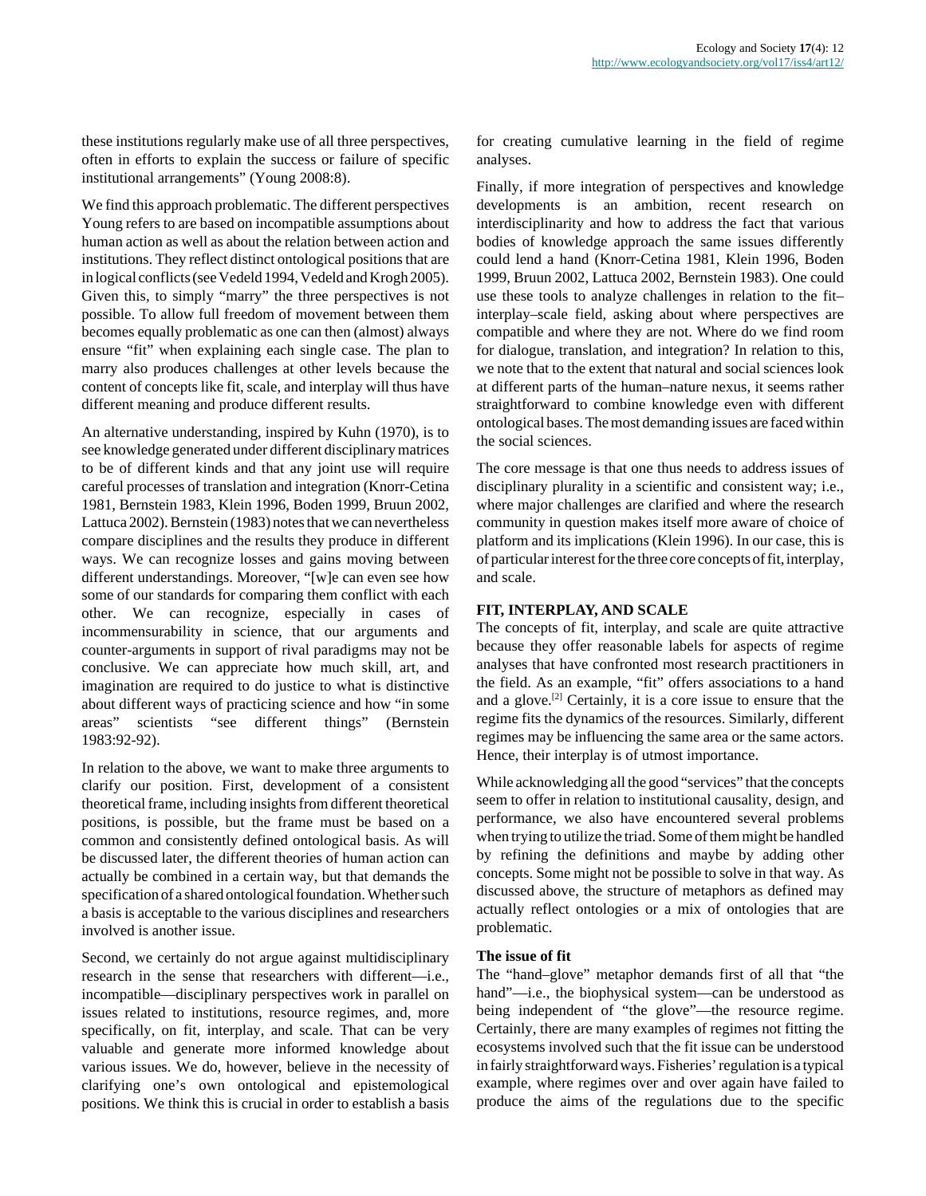these institutions regularly make use of all three perspectives, often in efforts to explain the success or failure of specific institutional arrangements" (Young 2008:8).

We find this approach problematic. The different perspectives Young refers to are based on incompatible assumptions about human action as well as about the relation between action and institutions. They reflect distinct ontological positions that are in logical conflicts (see Vedeld 1994, Vedeld and Krogh 2005). Given this, to simply "marry" the three perspectives is not possible. To allow full freedom of movement between them becomes equally problematic as one can then (almost) always ensure "fit" when explaining each single case. The plan to marry also produces challenges at other levels because the content of concepts like fit, scale, and interplay will thus have different meaning and produce different results.

An alternative understanding, inspired by Kuhn (1970), is to see knowledge generated under different disciplinary matrices to be of different kinds and that any joint use will require careful processes of translation and integration (Knorr-Cetina 1981, Bernstein 1983, Klein 1996, Boden 1999, Bruun 2002, Lattuca 2002). Bernstein (1983) notes that we can nevertheless compare disciplines and the results they produce in different ways. We can recognize losses and gains moving between different understandings. Moreover, "[w]e can even see how some of our standards for comparing them conflict with each other. We can recognize, especially in cases of incommensurability in science, that our arguments and counter-arguments in support of rival paradigms may not be conclusive. We can appreciate how much skill, art, and imagination are required to do justice to what is distinctive about different ways of practicing science and how "in some areas" scientists "see different things" (Bernstein 1983:92-92).

In relation to the above, we want to make three arguments to clarify our position. First, development of a consistent theoretical frame, including insights from different theoretical positions, is possible, but the frame must be based on a common and consistently defined ontological basis. As will be discussed later, the different theories of human action can actually be combined in a certain way, but that demands the specification of a shared ontological foundation. Whether such a basis is acceptable to the various disciplines and researchers involved is another issue.

Second, we certainly do not argue against multidisciplinary research in the sense that researchers with different—i.e., incompatible—disciplinary perspectives work in parallel on issues related to institutions, resource regimes, and, more specifically, on fit, interplay, and scale. That can be very valuable and generate more informed knowledge about various issues. We do, however, believe in the necessity of clarifying one's own ontological and epistemological positions. We think this is crucial in order to establish a basis for creating cumulative learning in the field of regime analyses.

Finally, if more integration of perspectives and knowledge developments is an ambition, recent research on interdisciplinarity and how to address the fact that various bodies of knowledge approach the same issues differently could lend a hand (Knorr-Cetina 1981, Klein 1996, Boden 1999, Bruun 2002, Lattuca 2002, Bernstein 1983). One could use these tools to analyze challenges in relation to the fit–interplay–scale field, asking about where perspectives are compatible and where they are not. Where do we find room for dialogue, translation, and integration? In relation to this, we note that to the extent that natural and social sciences look at different parts of the human–nature nexus, it seems rather straightforward to combine knowledge even with different ontological bases. The most demanding issues are faced within the social sciences.

The core message is that one thus needs to address issues of disciplinary plurality in a scientific and consistent way; i.e., where major challenges are clarified and where the research community in question makes itself more aware of choice of platform and its implications (Klein 1996). In our case, this is of particular interest for the three core concepts of fit, interplay, and scale.

## FIT, INTERPLAY, AND SCALE

The concepts of fit, interplay, and scale are quite attractive because they offer reasonable labels for aspects of regime analyses that have confronted most research practitioners in the field. As an example, "fit" offers associations to a hand and a glove.[2] Certainly, it is a core issue to ensure that the regime fits the dynamics of the resources. Similarly, different regimes may be influencing the same area or the same actors. Hence, their interplay is of utmost importance.

While acknowledging all the good "services" that the concepts seem to offer in relation to institutional causality, design, and performance, we also have encountered several problems when trying to utilize the triad. Some of them might be handled by refining the definitions and maybe by adding other concepts. Some might not be possible to solve in that way. As discussed above, the structure of metaphors as defined may actually reflect ontologies or a mix of ontologies that are problematic.

### The issue of fit

The "hand–glove" metaphor demands first of all that "the hand"—i.e., the biophysical system—can be understood as being independent of "the glove"—the resource regime. Certainly, there are many examples of regimes not fitting the ecosystems involved such that the fit issue can be understood in fairly straightforward ways. Fisheries' regulation is a typical example, where regimes over and over again have failed to produce the aims of the regulations due to the specific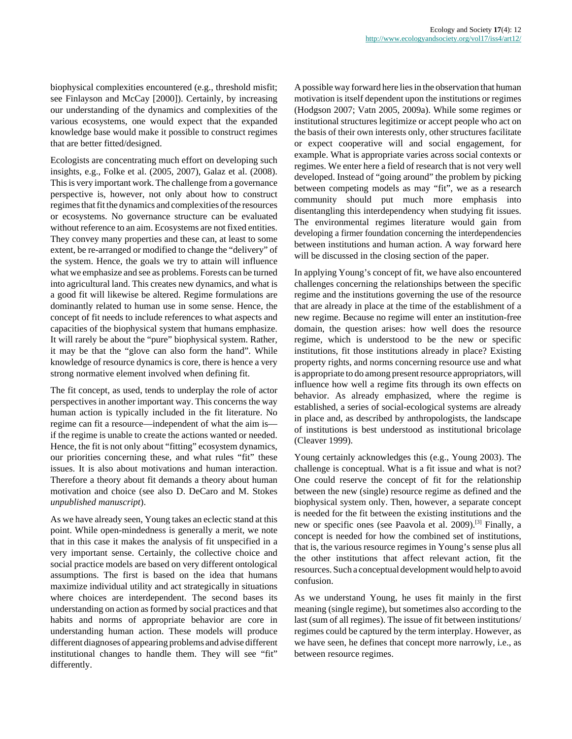biophysical complexities encountered (e.g., threshold misfit; see Finlayson and McCay [2000]). Certainly, by increasing our understanding of the dynamics and complexities of the various ecosystems, one would expect that the expanded knowledge base would make it possible to construct regimes that are better fitted/designed.

Ecologists are concentrating much effort on developing such insights, e.g., Folke et al. (2005, 2007), Galaz et al. (2008). This is very important work. The challenge from a governance perspective is, however, not only about how to construct regimes that fit the dynamics and complexities of the resources or ecosystems. No governance structure can be evaluated without reference to an aim. Ecosystems are not fixed entities. They convey many properties and these can, at least to some extent, be re-arranged or modified to change the "delivery" of the system. Hence, the goals we try to attain will influence what we emphasize and see as problems. Forests can be turned into agricultural land. This creates new dynamics, and what is a good fit will likewise be altered. Regime formulations are dominantly related to human use in some sense. Hence, the concept of fit needs to include references to what aspects and capacities of the biophysical system that humans emphasize. It will rarely be about the "pure" biophysical system. Rather, it may be that the "glove can also form the hand". While knowledge of resource dynamics is core, there is hence a very strong normative element involved when defining fit.

The fit concept, as used, tends to underplay the role of actor perspectives in another important way. This concerns the way human action is typically included in the fit literature. No regime can fit a resource—independent of what the aim is—if the regime is unable to create the actions wanted or needed. Hence, the fit is not only about "fitting" ecosystem dynamics, our priorities concerning these, and what rules "fit" these issues. It is also about motivations and human interaction. Therefore a theory about fit demands a theory about human motivation and choice (see also D. DeCaro and M. Stokes *unpublished manuscript*).

As we have already seen, Young takes an eclectic stand at this point. While open-mindedness is generally a merit, we note that in this case it makes the analysis of fit unspecified in a very important sense. Certainly, the collective choice and social practice models are based on very different ontological assumptions. The first is based on the idea that humans maximize individual utility and act strategically in situations where choices are interdependent. The second bases its understanding on action as formed by social practices and that habits and norms of appropriate behavior are core in understanding human action. These models will produce different diagnoses of appearing problems and advise different institutional changes to handle them. They will see "fit" differently.

A possible way forward here lies in the observation that human motivation is itself dependent upon the institutions or regimes (Hodgson 2007; Vatn 2005, 2009a). While some regimes or institutional structures legitimize or accept people who act on the basis of their own interests only, other structures facilitate or expect cooperative will and social engagement, for example. What is appropriate varies across social contexts or regimes. We enter here a field of research that is not very well developed. Instead of "going around" the problem by picking between competing models as may "fit", we as a research community should put much more emphasis into disentangling this interdependency when studying fit issues. The environmental regimes literature would gain from developing a firmer foundation concerning the interdependencies between institutions and human action. A way forward here will be discussed in the closing section of the paper.

In applying Young's concept of fit, we have also encountered challenges concerning the relationships between the specific regime and the institutions governing the use of the resource that are already in place at the time of the establishment of a new regime. Because no regime will enter an institution-free domain, the question arises: how well does the resource regime, which is understood to be the new or specific institutions, fit those institutions already in place? Existing property rights, and norms concerning resource use and what is appropriate to do among present resource appropriators, will influence how well a regime fits through its own effects on behavior. As already emphasized, where the regime is established, a series of social-ecological systems are already in place and, as described by anthropologists, the landscape of institutions is best understood as institutional bricolage (Cleaver 1999).

Young certainly acknowledges this (e.g., Young 2003). The challenge is conceptual. What is a fit issue and what is not? One could reserve the concept of fit for the relationship between the new (single) resource regime as defined and the biophysical system only. Then, however, a separate concept is needed for the fit between the existing institutions and the new or specific ones (see Paavola et al. 2009).[3] Finally, a concept is needed for how the combined set of institutions, that is, the various resource regimes in Young's sense plus all the other institutions that affect relevant action, fit the resources. Such a conceptual development would help to avoid confusion.

As we understand Young, he uses fit mainly in the first meaning (single regime), but sometimes also according to the last (sum of all regimes). The issue of fit between institutions/regimes could be captured by the term interplay. However, as we have seen, he defines that concept more narrowly, i.e., as between resource regimes.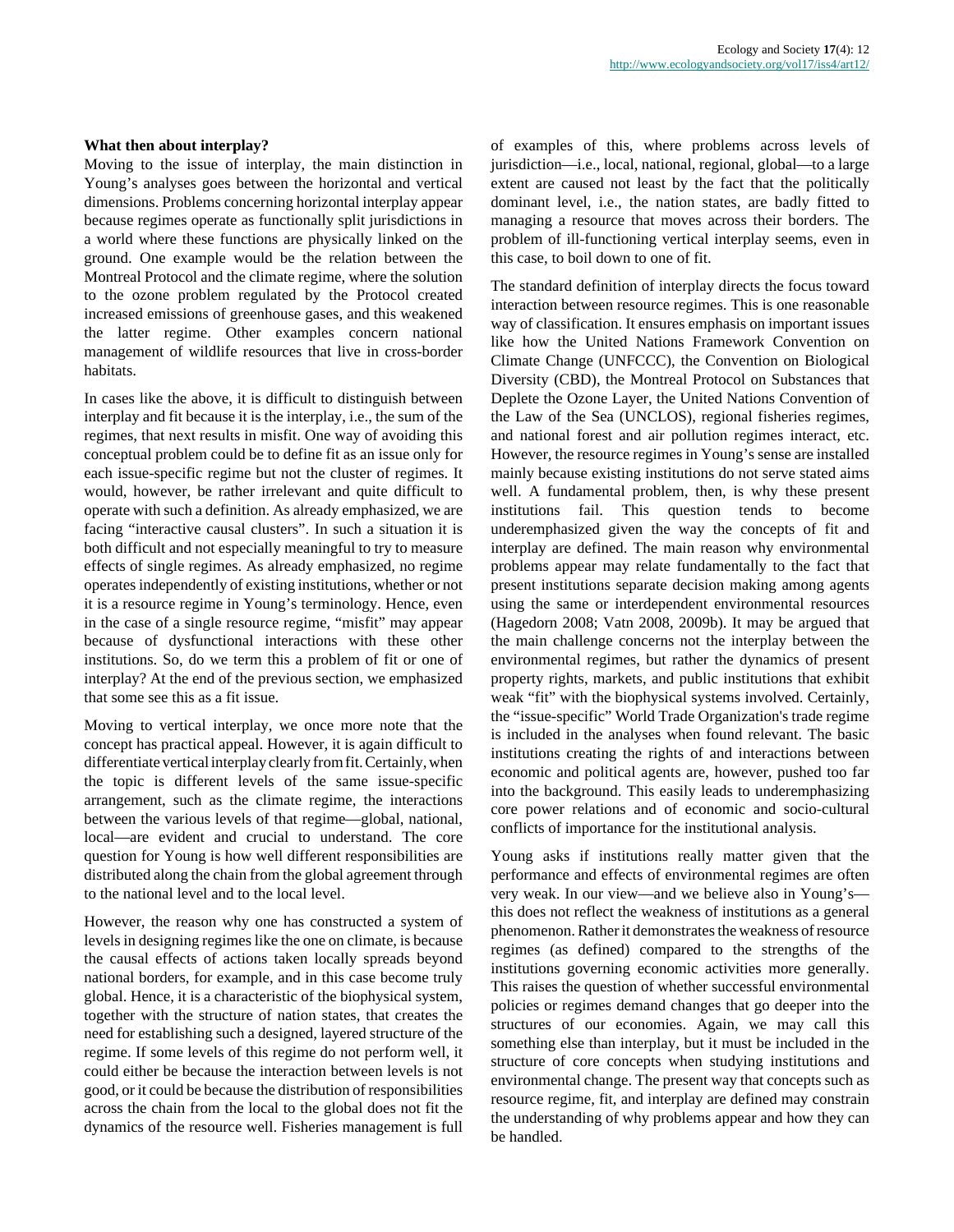**What then about interplay?**

Moving to the issue of interplay, the main distinction in Young's analyses goes between the horizontal and vertical dimensions. Problems concerning horizontal interplay appear because regimes operate as functionally split jurisdictions in a world where these functions are physically linked on the ground. One example would be the relation between the Montreal Protocol and the climate regime, where the solution to the ozone problem regulated by the Protocol created increased emissions of greenhouse gases, and this weakened the latter regime. Other examples concern national management of wildlife resources that live in cross-border habitats.

In cases like the above, it is difficult to distinguish between interplay and fit because it is the interplay, i.e., the sum of the regimes, that next results in misfit. One way of avoiding this conceptual problem could be to define fit as an issue only for each issue-specific regime but not the cluster of regimes. It would, however, be rather irrelevant and quite difficult to operate with such a definition. As already emphasized, we are facing "interactive causal clusters". In such a situation it is both difficult and not especially meaningful to try to measure effects of single regimes. As already emphasized, no regime operates independently of existing institutions, whether or not it is a resource regime in Young's terminology. Hence, even in the case of a single resource regime, "misfit" may appear because of dysfunctional interactions with these other institutions. So, do we term this a problem of fit or one of interplay? At the end of the previous section, we emphasized that some see this as a fit issue.

Moving to vertical interplay, we once more note that the concept has practical appeal. However, it is again difficult to differentiate vertical interplay clearly from fit. Certainly, when the topic is different levels of the same issue-specific arrangement, such as the climate regime, the interactions between the various levels of that regime—global, national, local—are evident and crucial to understand. The core question for Young is how well different responsibilities are distributed along the chain from the global agreement through to the national level and to the local level.

However, the reason why one has constructed a system of levels in designing regimes like the one on climate, is because the causal effects of actions taken locally spreads beyond national borders, for example, and in this case become truly global. Hence, it is a characteristic of the biophysical system, together with the structure of nation states, that creates the need for establishing such a designed, layered structure of the regime. If some levels of this regime do not perform well, it could either be because the interaction between levels is not good, or it could be because the distribution of responsibilities across the chain from the local to the global does not fit the dynamics of the resource well. Fisheries management is full of examples of this, where problems across levels of jurisdiction—i.e., local, national, regional, global—to a large extent are caused not least by the fact that the politically dominant level, i.e., the nation states, are badly fitted to managing a resource that moves across their borders. The problem of ill-functioning vertical interplay seems, even in this case, to boil down to one of fit.

The standard definition of interplay directs the focus toward interaction between resource regimes. This is one reasonable way of classification. It ensures emphasis on important issues like how the United Nations Framework Convention on Climate Change (UNFCCC), the Convention on Biological Diversity (CBD), the Montreal Protocol on Substances that Deplete the Ozone Layer, the United Nations Convention of the Law of the Sea (UNCLOS), regional fisheries regimes, and national forest and air pollution regimes interact, etc. However, the resource regimes in Young's sense are installed mainly because existing institutions do not serve stated aims well. A fundamental problem, then, is why these present institutions fail. This question tends to become underemphasized given the way the concepts of fit and interplay are defined. The main reason why environmental problems appear may relate fundamentally to the fact that present institutions separate decision making among agents using the same or interdependent environmental resources (Hagedorn 2008; Vatn 2008, 2009b). It may be argued that the main challenge concerns not the interplay between the environmental regimes, but rather the dynamics of present property rights, markets, and public institutions that exhibit weak "fit" with the biophysical systems involved. Certainly, the "issue-specific" World Trade Organization's trade regime is included in the analyses when found relevant. The basic institutions creating the rights of and interactions between economic and political agents are, however, pushed too far into the background. This easily leads to underemphasizing core power relations and of economic and socio-cultural conflicts of importance for the institutional analysis.

Young asks if institutions really matter given that the performance and effects of environmental regimes are often very weak. In our view—and we believe also in Young's—this does not reflect the weakness of institutions as a general phenomenon. Rather it demonstrates the weakness of resource regimes (as defined) compared to the strengths of the institutions governing economic activities more generally. This raises the question of whether successful environmental policies or regimes demand changes that go deeper into the structures of our economies. Again, we may call this something else than interplay, but it must be included in the structure of core concepts when studying institutions and environmental change. The present way that concepts such as resource regime, fit, and interplay are defined may constrain the understanding of why problems appear and how they can be handled.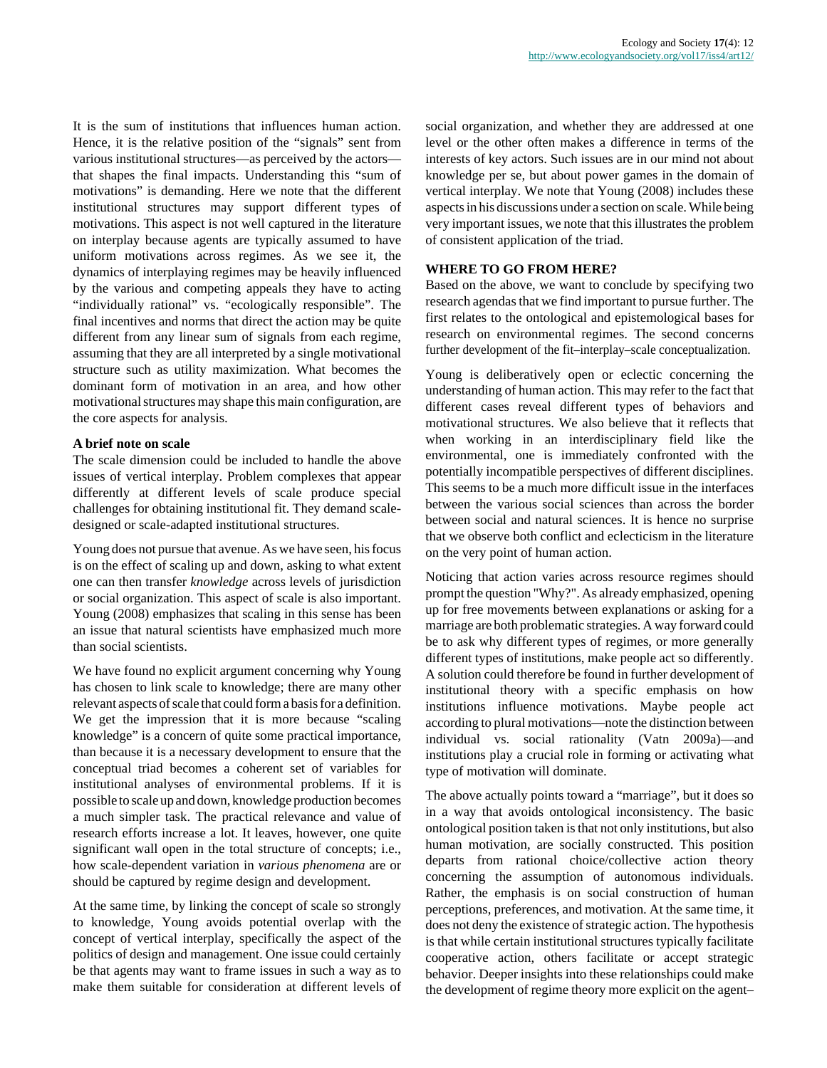It is the sum of institutions that influences human action. Hence, it is the relative position of the "signals" sent from various institutional structures—as perceived by the actors—that shapes the final impacts. Understanding this "sum of motivations" is demanding. Here we note that the different institutional structures may support different types of motivations. This aspect is not well captured in the literature on interplay because agents are typically assumed to have uniform motivations across regimes. As we see it, the dynamics of interplaying regimes may be heavily influenced by the various and competing appeals they have to acting "individually rational" vs. "ecologically responsible". The final incentives and norms that direct the action may be quite different from any linear sum of signals from each regime, assuming that they are all interpreted by a single motivational structure such as utility maximization. What becomes the dominant form of motivation in an area, and how other motivational structures may shape this main configuration, are the core aspects for analysis.

### A brief note on scale

The scale dimension could be included to handle the above issues of vertical interplay. Problem complexes that appear differently at different levels of scale produce special challenges for obtaining institutional fit. They demand scale-designed or scale-adapted institutional structures.

Young does not pursue that avenue. As we have seen, his focus is on the effect of scaling up and down, asking to what extent one can then transfer *knowledge* across levels of jurisdiction or social organization. This aspect of scale is also important. Young (2008) emphasizes that scaling in this sense has been an issue that natural scientists have emphasized much more than social scientists.

We have found no explicit argument concerning why Young has chosen to link scale to knowledge; there are many other relevant aspects of scale that could form a basis for a definition. We get the impression that it is more because "scaling knowledge" is a concern of quite some practical importance, than because it is a necessary development to ensure that the conceptual triad becomes a coherent set of variables for institutional analyses of environmental problems. If it is possible to scale up and down, knowledge production becomes a much simpler task. The practical relevance and value of research efforts increase a lot. It leaves, however, one quite significant wall open in the total structure of concepts; i.e., how scale-dependent variation in *various phenomena* are or should be captured by regime design and development.

At the same time, by linking the concept of scale so strongly to knowledge, Young avoids potential overlap with the concept of vertical interplay, specifically the aspect of the politics of design and management. One issue could certainly be that agents may want to frame issues in such a way as to make them suitable for consideration at different levels of social organization, and whether they are addressed at one level or the other often makes a difference in terms of the interests of key actors. Such issues are in our mind not about knowledge per se, but about power games in the domain of vertical interplay. We note that Young (2008) includes these aspects in his discussions under a section on scale. While being very important issues, we note that this illustrates the problem of consistent application of the triad.

## WHERE TO GO FROM HERE?

Based on the above, we want to conclude by specifying two research agendas that we find important to pursue further. The first relates to the ontological and epistemological bases for research on environmental regimes. The second concerns further development of the fit–interplay–scale conceptualization.

Young is deliberatively open or eclectic concerning the understanding of human action. This may refer to the fact that different cases reveal different types of behaviors and motivational structures. We also believe that it reflects that when working in an interdisciplinary field like the environmental, one is immediately confronted with the potentially incompatible perspectives of different disciplines. This seems to be a much more difficult issue in the interfaces between the various social sciences than across the border between social and natural sciences. It is hence no surprise that we observe both conflict and eclecticism in the literature on the very point of human action.

Noticing that action varies across resource regimes should prompt the question "Why?". As already emphasized, opening up for free movements between explanations or asking for a marriage are both problematic strategies. A way forward could be to ask why different types of regimes, or more generally different types of institutions, make people act so differently. A solution could therefore be found in further development of institutional theory with a specific emphasis on how institutions influence motivations. Maybe people act according to plural motivations—note the distinction between individual vs. social rationality (Vatn 2009a)—and institutions play a crucial role in forming or activating what type of motivation will dominate.

The above actually points toward a "marriage", but it does so in a way that avoids ontological inconsistency. The basic ontological position taken is that not only institutions, but also human motivation, are socially constructed. This position departs from rational choice/collective action theory concerning the assumption of autonomous individuals. Rather, the emphasis is on social construction of human perceptions, preferences, and motivation. At the same time, it does not deny the existence of strategic action. The hypothesis is that while certain institutional structures typically facilitate cooperative action, others facilitate or accept strategic behavior. Deeper insights into these relationships could make the development of regime theory more explicit on the agent–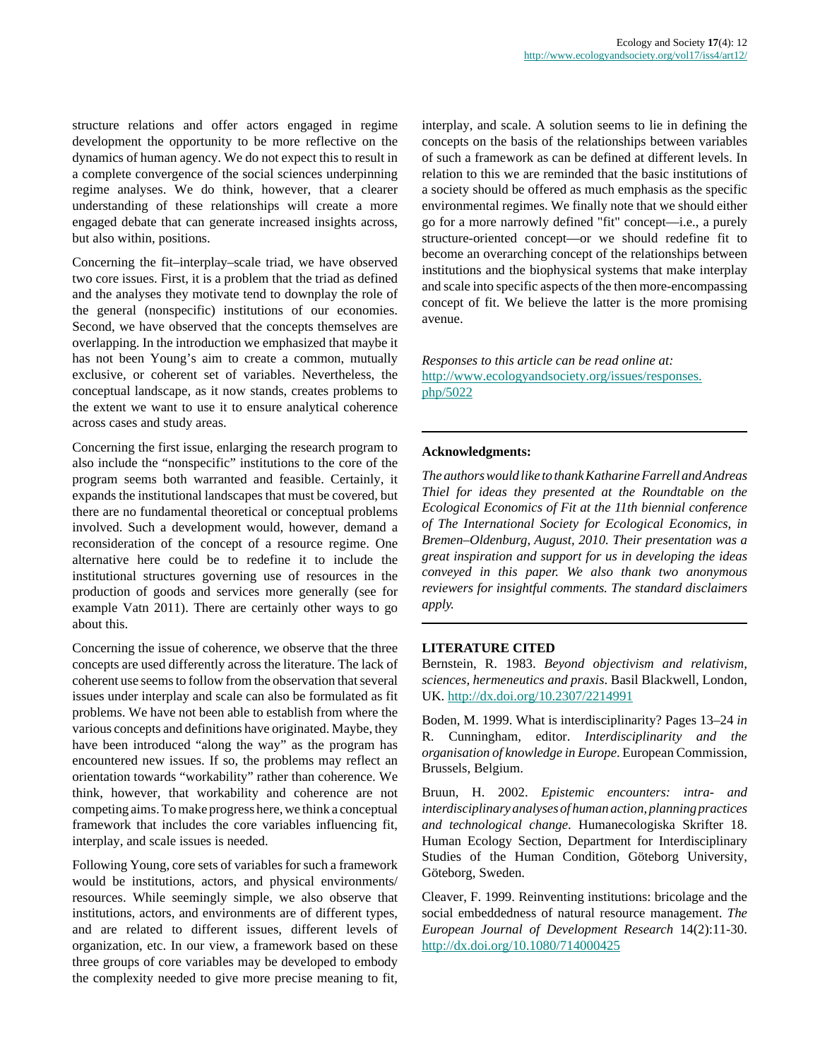structure relations and offer actors engaged in regime development the opportunity to be more reflective on the dynamics of human agency. We do not expect this to result in a complete convergence of the social sciences underpinning regime analyses. We do think, however, that a clearer understanding of these relationships will create a more engaged debate that can generate increased insights across, but also within, positions.

Concerning the fit–interplay–scale triad, we have observed two core issues. First, it is a problem that the triad as defined and the analyses they motivate tend to downplay the role of the general (nonspecific) institutions of our economies. Second, we have observed that the concepts themselves are overlapping. In the introduction we emphasized that maybe it has not been Young's aim to create a common, mutually exclusive, or coherent set of variables. Nevertheless, the conceptual landscape, as it now stands, creates problems to the extent we want to use it to ensure analytical coherence across cases and study areas.

Concerning the first issue, enlarging the research program to also include the "nonspecific" institutions to the core of the program seems both warranted and feasible. Certainly, it expands the institutional landscapes that must be covered, but there are no fundamental theoretical or conceptual problems involved. Such a development would, however, demand a reconsideration of the concept of a resource regime. One alternative here could be to redefine it to include the institutional structures governing use of resources in the production of goods and services more generally (see for example Vatn 2011). There are certainly other ways to go about this.

Concerning the issue of coherence, we observe that the three concepts are used differently across the literature. The lack of coherent use seems to follow from the observation that several issues under interplay and scale can also be formulated as fit problems. We have not been able to establish from where the various concepts and definitions have originated. Maybe, they have been introduced "along the way" as the program has encountered new issues. If so, the problems may reflect an orientation towards "workability" rather than coherence. We think, however, that workability and coherence are not competing aims. To make progress here, we think a conceptual framework that includes the core variables influencing fit, interplay, and scale issues is needed.

Following Young, core sets of variables for such a framework would be institutions, actors, and physical environments/ resources. While seemingly simple, we also observe that institutions, actors, and environments are of different types, and are related to different issues, different levels of organization, etc. In our view, a framework based on these three groups of core variables may be developed to embody the complexity needed to give more precise meaning to fit, interplay, and scale. A solution seems to lie in defining the concepts on the basis of the relationships between variables of such a framework as can be defined at different levels. In relation to this we are reminded that the basic institutions of a society should be offered as much emphasis as the specific environmental regimes. We finally note that we should either go for a more narrowly defined "fit" concept—i.e., a purely structure-oriented concept—or we should redefine fit to become an overarching concept of the relationships between institutions and the biophysical systems that make interplay and scale into specific aspects of the then more-encompassing concept of fit. We believe the latter is the more promising avenue.

*Responses to this article can be read online at:* http://www.ecologyandsociety.org/issues/responses.php/5022

**Acknowledgments:**

*The authors would like to thank Katharine Farrell and Andreas Thiel for ideas they presented at the Roundtable on the Ecological Economics of Fit at the 11th biennial conference of The International Society for Ecological Economics, in Bremen–Oldenburg, August, 2010. Their presentation was a great inspiration and support for us in developing the ideas conveyed in this paper. We also thank two anonymous reviewers for insightful comments. The standard disclaimers apply.*

## LITERATURE CITED

Bernstein, R. 1983. *Beyond objectivism and relativism, sciences, hermeneutics and praxis*. Basil Blackwell, London, UK. http://dx.doi.org/10.2307/2214991

Boden, M. 1999. What is interdisciplinarity? Pages 13–24 *in* R. Cunningham, editor. *Interdisciplinarity and the organisation of knowledge in Europe*. European Commission, Brussels, Belgium.

Bruun, H. 2002. *Epistemic encounters: intra- and interdisciplinary analyses of human action, planning practices and technological change*. Humanecologiska Skrifter 18. Human Ecology Section, Department for Interdisciplinary Studies of the Human Condition, Göteborg University, Göteborg, Sweden.

Cleaver, F. 1999. Reinventing institutions: bricolage and the social embeddedness of natural resource management. *The European Journal of Development Research* 14(2):11-30. http://dx.doi.org/10.1080/714000425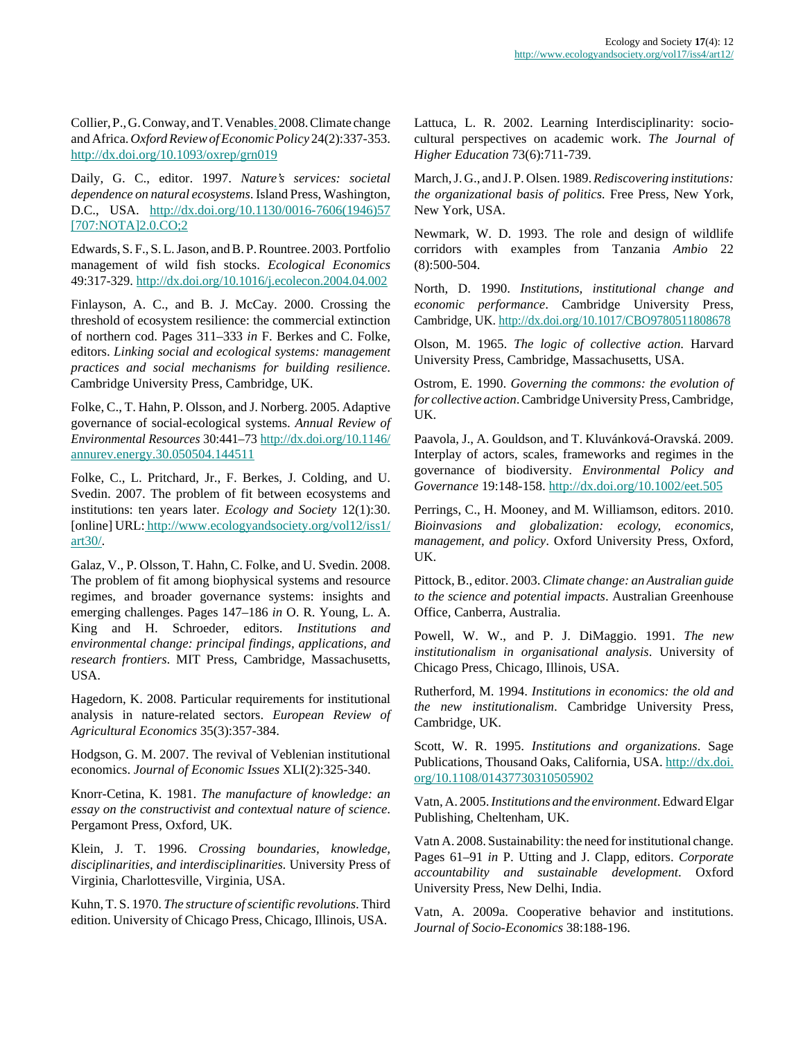Collier, P., G. Conway, and T. Venables. 2008. Climate change and Africa. *Oxford Review of Economic Policy* 24(2):337-353. http://dx.doi.org/10.1093/oxrep/grn019

Daily, G. C., editor. 1997. *Nature's services: societal dependence on natural ecosystems*. Island Press, Washington, D.C., USA. http://dx.doi.org/10.1130/0016-7606(1946)57[707:NOTA]2.0.CO;2

Edwards, S. F., S. L. Jason, and B. P. Rountree. 2003. Portfolio management of wild fish stocks. *Ecological Economics* 49:317-329. http://dx.doi.org/10.1016/j.ecolecon.2004.04.002

Finlayson, A. C., and B. J. McCay. 2000. Crossing the threshold of ecosystem resilience: the commercial extinction of northern cod. Pages 311–333 *in* F. Berkes and C. Folke, editors. *Linking social and ecological systems: management practices and social mechanisms for building resilience*. Cambridge University Press, Cambridge, UK.

Folke, C., T. Hahn, P. Olsson, and J. Norberg. 2005. Adaptive governance of social-ecological systems. *Annual Review of Environmental Resources* 30:441–73 http://dx.doi.org/10.1146/annurev.energy.30.050504.144511

Folke, C., L. Pritchard, Jr., F. Berkes, J. Colding, and U. Svedin. 2007. The problem of fit between ecosystems and institutions: ten years later. *Ecology and Society* 12(1):30. [online] URL: http://www.ecologyandsociety.org/vol12/iss1/art30/.

Galaz, V., P. Olsson, T. Hahn, C. Folke, and U. Svedin. 2008. The problem of fit among biophysical systems and resource regimes, and broader governance systems: insights and emerging challenges. Pages 147–186 *in* O. R. Young, L. A. King and H. Schroeder, editors. *Institutions and environmental change: principal findings, applications, and research frontiers*. MIT Press, Cambridge, Massachusetts, USA.

Hagedorn, K. 2008. Particular requirements for institutional analysis in nature-related sectors. *European Review of Agricultural Economics* 35(3):357-384.

Hodgson, G. M. 2007. The revival of Veblenian institutional economics. *Journal of Economic Issues* XLI(2):325-340.

Knorr-Cetina, K. 1981. *The manufacture of knowledge: an essay on the constructivist and contextual nature of science*. Pergamont Press, Oxford, UK.

Klein, J. T. 1996. *Crossing boundaries, knowledge, disciplinarities, and interdisciplinarities*. University Press of Virginia, Charlottesville, Virginia, USA.

Kuhn, T. S. 1970. *The structure of scientific revolutions*. Third edition. University of Chicago Press, Chicago, Illinois, USA.

Lattuca, L. R. 2002. Learning Interdisciplinarity: socio-cultural perspectives on academic work. *The Journal of Higher Education* 73(6):711-739.

March, J. G., and J. P. Olsen. 1989. *Rediscovering institutions: the organizational basis of politics*. Free Press, New York, New York, USA.

Newmark, W. D. 1993. The role and design of wildlife corridors with examples from Tanzania *Ambio* 22 (8):500-504.

North, D. 1990. *Institutions, institutional change and economic performance*. Cambridge University Press, Cambridge, UK. http://dx.doi.org/10.1017/CBO9780511808678

Olson, M. 1965. *The logic of collective action*. Harvard University Press, Cambridge, Massachusetts, USA.

Ostrom, E. 1990. *Governing the commons: the evolution of for collective action*. Cambridge University Press, Cambridge, UK.

Paavola, J., A. Gouldson, and T. Kluvánková-Oravská. 2009. Interplay of actors, scales, frameworks and regimes in the governance of biodiversity. *Environmental Policy and Governance* 19:148-158. http://dx.doi.org/10.1002/eet.505

Perrings, C., H. Mooney, and M. Williamson, editors. 2010. *Bioinvasions and globalization: ecology, economics, management, and policy*. Oxford University Press, Oxford, UK.

Pittock, B., editor. 2003. *Climate change: an Australian guide to the science and potential impacts*. Australian Greenhouse Office, Canberra, Australia.

Powell, W. W., and P. J. DiMaggio. 1991. *The new institutionalism in organisational analysis*. University of Chicago Press, Chicago, Illinois, USA.

Rutherford, M. 1994. *Institutions in economics: the old and the new institutionalism*. Cambridge University Press, Cambridge, UK.

Scott, W. R. 1995. *Institutions and organizations*. Sage Publications, Thousand Oaks, California, USA. http://dx.doi.org/10.1108/01437730310505902

Vatn, A. 2005. *Institutions and the environment*. Edward Elgar Publishing, Cheltenham, UK.

Vatn A. 2008. Sustainability: the need for institutional change. Pages 61–91 *in* P. Utting and J. Clapp, editors. *Corporate accountability and sustainable development*. Oxford University Press, New Delhi, India.

Vatn, A. 2009a. Cooperative behavior and institutions. *Journal of Socio-Economics* 38:188-196.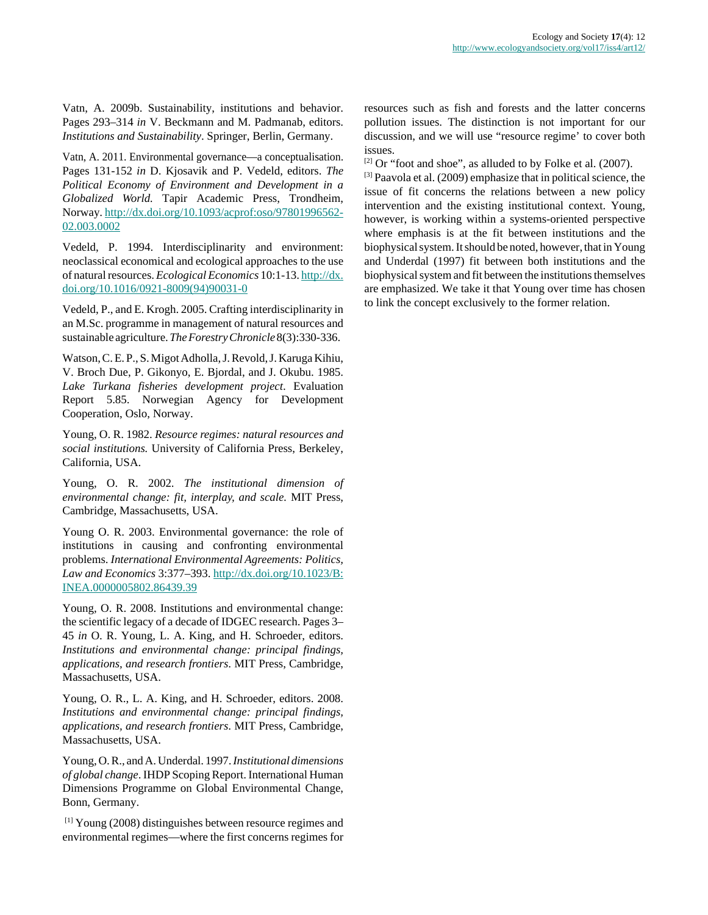Vatn, A. 2009b. Sustainability, institutions and behavior. Pages 293–314 *in* V. Beckmann and M. Padmanab, editors. *Institutions and Sustainability*. Springer, Berlin, Germany.

Vatn, A. 2011. Environmental governance—a conceptualisation. Pages 131-152 *in* D. Kjosavik and P. Vedeld, editors. *The Political Economy of Environment and Development in a Globalized World.* Tapir Academic Press, Trondheim, Norway. http://dx.doi.org/10.1093/acprof:oso/9780199656202.003.0002

Vedeld, P. 1994. Interdisciplinarity and environment: neoclassical economical and ecological approaches to the use of natural resources. *Ecological Economics* 10:1-13. http://dx.doi.org/10.1016/0921-8009(94)90031-0

Vedeld, P., and E. Krogh. 2005. Crafting interdisciplinarity in an M.Sc. programme in management of natural resources and sustainable agriculture. *The Forestry Chronicle* 8(3):330-336.

Watson, C. E. P., S. Migot Adholla, J. Revold, J. Karuga Kihiu, V. Broch Due, P. Gikonyo, E. Bjordal, and J. Okubu. 1985. *Lake Turkana fisheries development project*. Evaluation Report 5.85. Norwegian Agency for Development Cooperation, Oslo, Norway.

Young, O. R. 1982. *Resource regimes: natural resources and social institutions.* University of California Press, Berkeley, California, USA.

Young, O. R. 2002. *The institutional dimension of environmental change: fit, interplay, and scale.* MIT Press, Cambridge, Massachusetts, USA.

Young O. R. 2003. Environmental governance: the role of institutions in causing and confronting environmental problems. *International Environmental Agreements: Politics, Law and Economics* 3:377–393. http://dx.doi.org/10.1023/B:INEA.0000005802.86439.39

Young, O. R. 2008. Institutions and environmental change: the scientific legacy of a decade of IDGEC research. Pages 3–45 *in* O. R. Young, L. A. King, and H. Schroeder, editors. *Institutions and environmental change: principal findings, applications, and research frontiers*. MIT Press, Cambridge, Massachusetts, USA.

Young, O. R., L. A. King, and H. Schroeder, editors. 2008. *Institutions and environmental change: principal findings, applications, and research frontiers*. MIT Press, Cambridge, Massachusetts, USA.

Young, O. R., and A. Underdal. 1997. *Institutional dimensions of global change*. IHDP Scoping Report. International Human Dimensions Programme on Global Environmental Change, Bonn, Germany.

[1] Young (2008) distinguishes between resource regimes and environmental regimes—where the first concerns regimes for resources such as fish and forests and the latter concerns pollution issues. The distinction is not important for our discussion, and we will use "resource regime' to cover both issues.

[2] Or "foot and shoe", as alluded to by Folke et al. (2007).

[3] Paavola et al. (2009) emphasize that in political science, the issue of fit concerns the relations between a new policy intervention and the existing institutional context. Young, however, is working within a systems-oriented perspective where emphasis is at the fit between institutions and the biophysical system. It should be noted, however, that in Young and Underdal (1997) fit between both institutions and the biophysical system and fit between the institutions themselves are emphasized. We take it that Young over time has chosen to link the concept exclusively to the former relation.